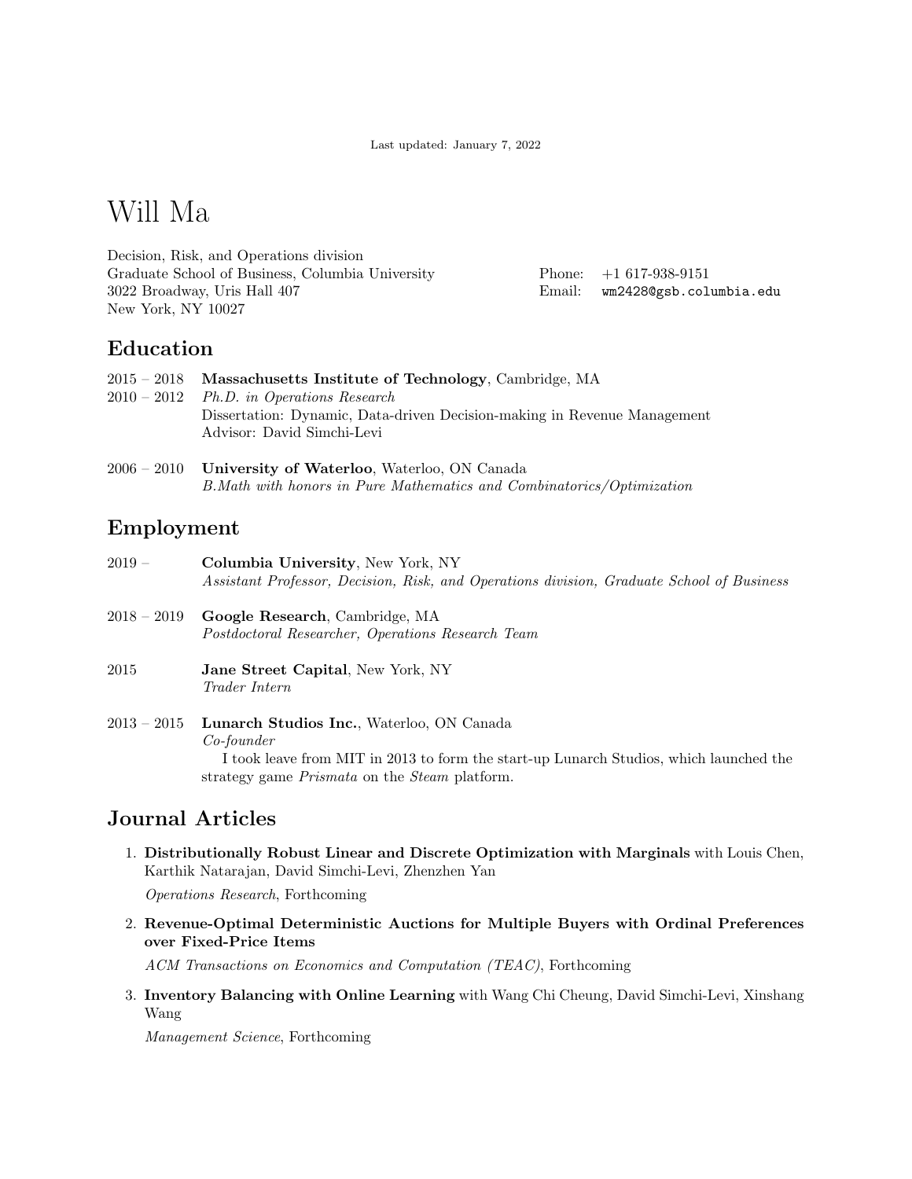Last updated: January 7, 2022

# Will Ma

Decision, Risk, and Operations division
Graduate School of Business, Columbia University
3022 Broadway, Uris Hall 407
New York, NY 10027

Phone: +1 617-938-9151
Email: wm2428@gsb.columbia.edu

## Education

2015 – 2018 **Massachusetts Institute of Technology**, Cambridge, MA
2010 – 2012 *Ph.D. in Operations Research*
Dissertation: Dynamic, Data-driven Decision-making in Revenue Management
Advisor: David Simchi-Levi

2006 – 2010 **University of Waterloo**, Waterloo, ON Canada
*B.Math with honors in Pure Mathematics and Combinatorics/Optimization*

## Employment

2019 – **Columbia University**, New York, NY
*Assistant Professor, Decision, Risk, and Operations division, Graduate School of Business*

2018 – 2019 **Google Research**, Cambridge, MA
*Postdoctoral Researcher, Operations Research Team*

2015 **Jane Street Capital**, New York, NY
*Trader Intern*

2013 – 2015 **Lunarch Studios Inc.**, Waterloo, ON Canada
*Co-founder*
I took leave from MIT in 2013 to form the start-up Lunarch Studios, which launched the strategy game *Prismata* on the *Steam* platform.

## Journal Articles

1. **Distributionally Robust Linear and Discrete Optimization with Marginals** with Louis Chen, Karthik Natarajan, David Simchi-Levi, Zhenzhen Yan

   *Operations Research*, Forthcoming

2. **Revenue-Optimal Deterministic Auctions for Multiple Buyers with Ordinal Preferences over Fixed-Price Items**

   *ACM Transactions on Economics and Computation (TEAC)*, Forthcoming

3. **Inventory Balancing with Online Learning** with Wang Chi Cheung, David Simchi-Levi, Xinshang Wang

   *Management Science*, Forthcoming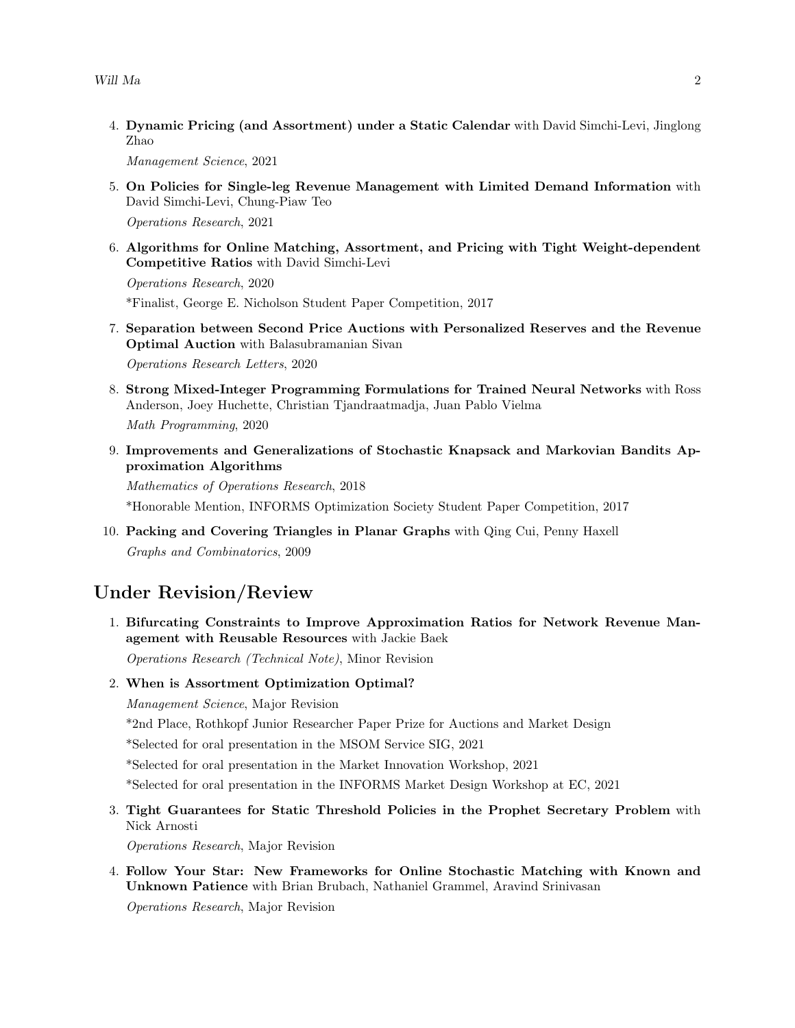4. **Dynamic Pricing (and Assortment) under a Static Calendar** with David Simchi-Levi, Jinglong Zhao

   *Management Science*, 2021

5. **On Policies for Single-leg Revenue Management with Limited Demand Information** with David Simchi-Levi, Chung-Piaw Teo

   *Operations Research*, 2021

6. **Algorithms for Online Matching, Assortment, and Pricing with Tight Weight-dependent Competitive Ratios** with David Simchi-Levi

   *Operations Research*, 2020

   *Finalist, George E. Nicholson Student Paper Competition, 2017

7. **Separation between Second Price Auctions with Personalized Reserves and the Revenue Optimal Auction** with Balasubramanian Sivan

   *Operations Research Letters*, 2020

8. **Strong Mixed-Integer Programming Formulations for Trained Neural Networks** with Ross Anderson, Joey Huchette, Christian Tjandraatmadja, Juan Pablo Vielma

   *Math Programming*, 2020

9. **Improvements and Generalizations of Stochastic Knapsack and Markovian Bandits Approximation Algorithms**

   *Mathematics of Operations Research*, 2018

   *Honorable Mention, INFORMS Optimization Society Student Paper Competition, 2017

10. **Packing and Covering Triangles in Planar Graphs** with Qing Cui, Penny Haxell

    *Graphs and Combinatorics*, 2009

## Under Revision/Review

1. **Bifurcating Constraints to Improve Approximation Ratios for Network Revenue Management with Reusable Resources** with Jackie Baek

   *Operations Research (Technical Note)*, Minor Revision

2. **When is Assortment Optimization Optimal?**

   *Management Science*, Major Revision

   *2nd Place, Rothkopf Junior Researcher Paper Prize for Auctions and Market Design

   *Selected for oral presentation in the MSOM Service SIG, 2021

   *Selected for oral presentation in the Market Innovation Workshop, 2021

   *Selected for oral presentation in the INFORMS Market Design Workshop at EC, 2021

3. **Tight Guarantees for Static Threshold Policies in the Prophet Secretary Problem** with Nick Arnosti

   *Operations Research*, Major Revision

4. **Follow Your Star: New Frameworks for Online Stochastic Matching with Known and Unknown Patience** with Brian Brubach, Nathaniel Grammel, Aravind Srinivasan

   *Operations Research*, Major Revision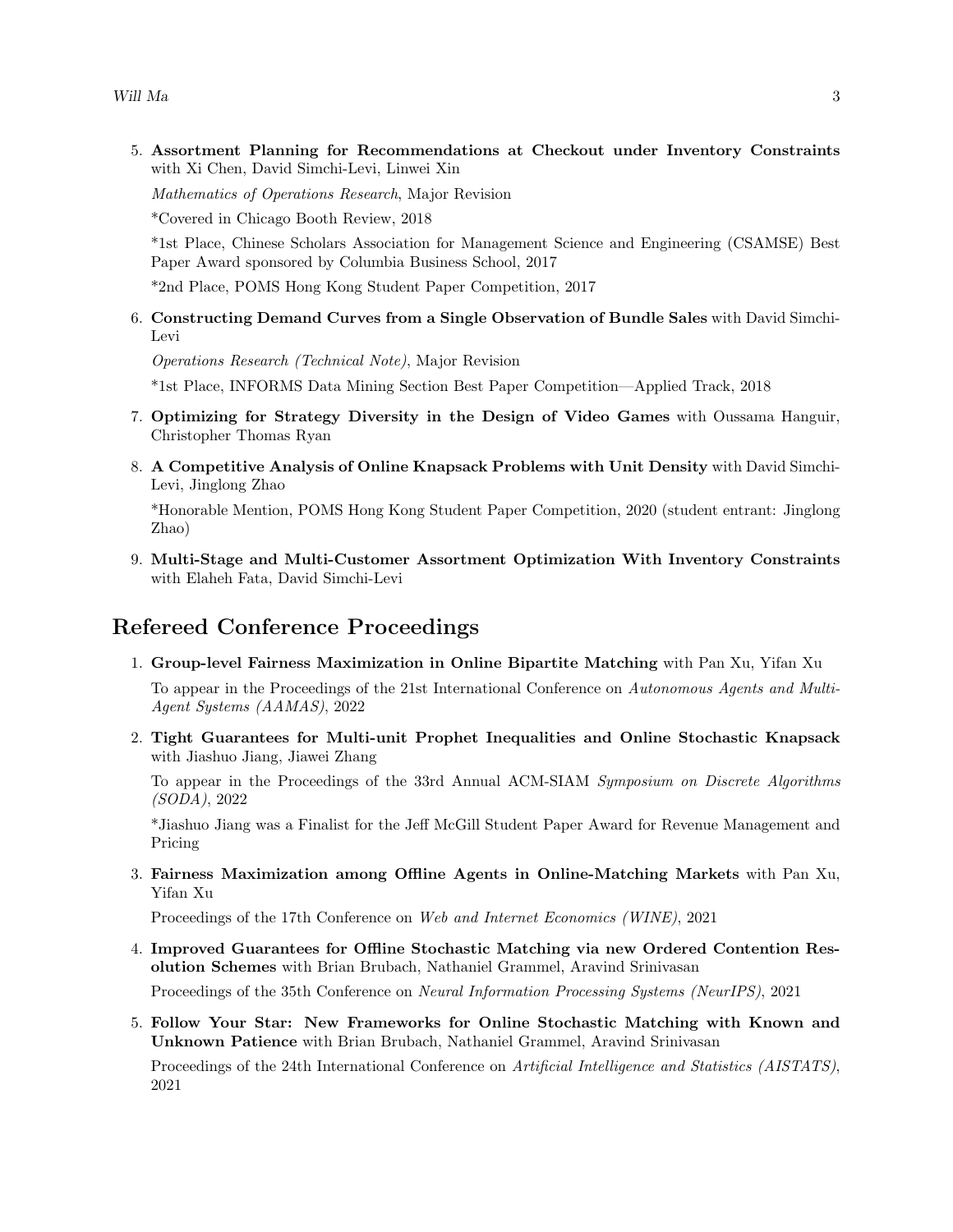5. **Assortment Planning for Recommendations at Checkout under Inventory Constraints** with Xi Chen, David Simchi-Levi, Linwei Xin

   *Mathematics of Operations Research*, Major Revision

   *Covered in Chicago Booth Review, 2018

   *1st Place, Chinese Scholars Association for Management Science and Engineering (CSAMSE) Best Paper Award sponsored by Columbia Business School, 2017

   *2nd Place, POMS Hong Kong Student Paper Competition, 2017

6. **Constructing Demand Curves from a Single Observation of Bundle Sales** with David Simchi-Levi

   *Operations Research (Technical Note)*, Major Revision

   *1st Place, INFORMS Data Mining Section Best Paper Competition—Applied Track, 2018

7. **Optimizing for Strategy Diversity in the Design of Video Games** with Oussama Hanguir, Christopher Thomas Ryan

8. **A Competitive Analysis of Online Knapsack Problems with Unit Density** with David Simchi-Levi, Jinglong Zhao

   *Honorable Mention, POMS Hong Kong Student Paper Competition, 2020 (student entrant: Jinglong Zhao)

9. **Multi-Stage and Multi-Customer Assortment Optimization With Inventory Constraints** with Elaheh Fata, David Simchi-Levi

## Refereed Conference Proceedings

1. **Group-level Fairness Maximization in Online Bipartite Matching** with Pan Xu, Yifan Xu

   To appear in the Proceedings of the 21st International Conference on *Autonomous Agents and Multi-Agent Systems (AAMAS)*, 2022

2. **Tight Guarantees for Multi-unit Prophet Inequalities and Online Stochastic Knapsack** with Jiashuo Jiang, Jiawei Zhang

   To appear in the Proceedings of the 33rd Annual ACM-SIAM *Symposium on Discrete Algorithms (SODA)*, 2022

   *Jiashuo Jiang was a Finalist for the Jeff McGill Student Paper Award for Revenue Management and Pricing

3. **Fairness Maximization among Offline Agents in Online-Matching Markets** with Pan Xu, Yifan Xu

   Proceedings of the 17th Conference on *Web and Internet Economics (WINE)*, 2021

4. **Improved Guarantees for Offline Stochastic Matching via new Ordered Contention Resolution Schemes** with Brian Brubach, Nathaniel Grammel, Aravind Srinivasan

   Proceedings of the 35th Conference on *Neural Information Processing Systems (NeurIPS)*, 2021

5. **Follow Your Star: New Frameworks for Online Stochastic Matching with Known and Unknown Patience** with Brian Brubach, Nathaniel Grammel, Aravind Srinivasan

   Proceedings of the 24th International Conference on *Artificial Intelligence and Statistics (AISTATS)*, 2021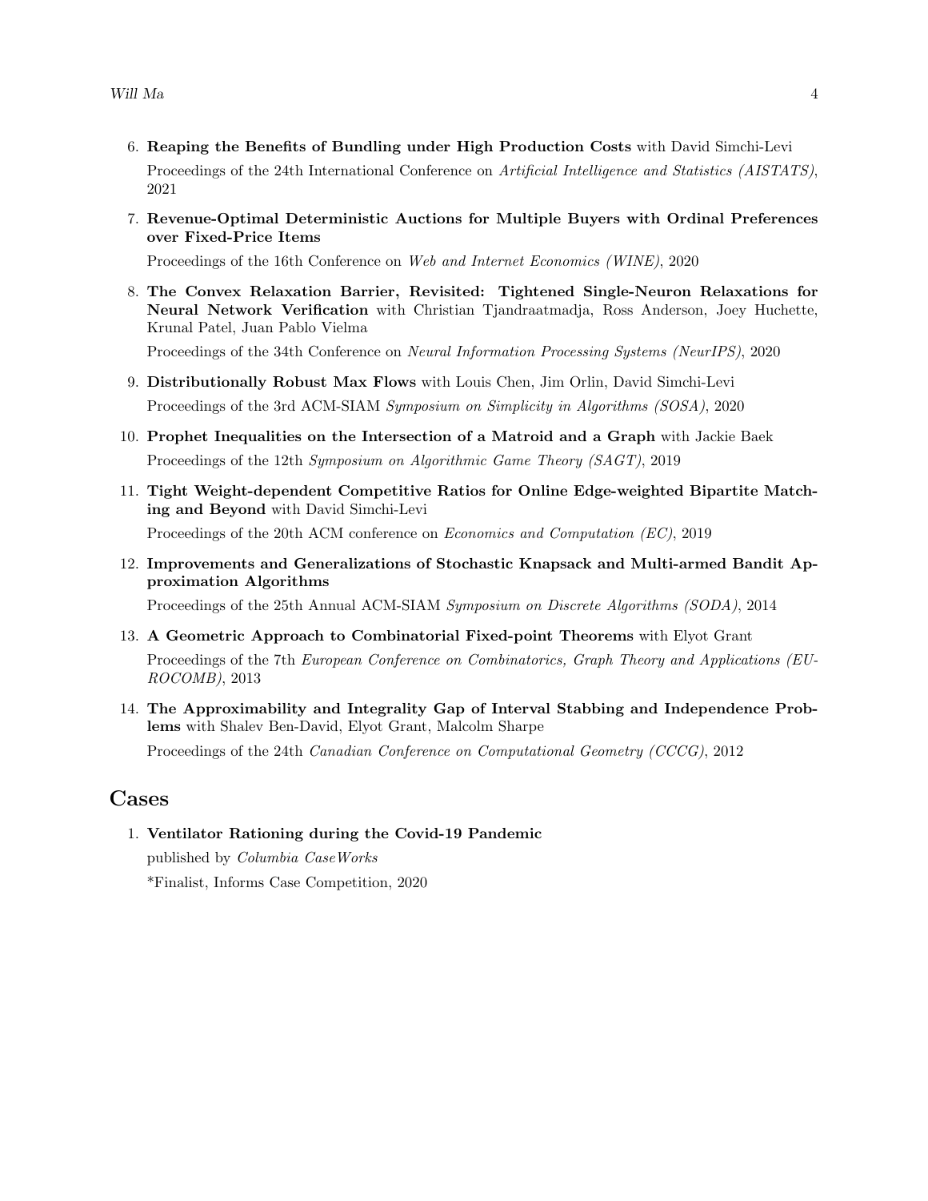6. **Reaping the Benefits of Bundling under High Production Costs** with David Simchi-Levi

   Proceedings of the 24th International Conference on *Artificial Intelligence and Statistics (AISTATS)*, 2021

7. **Revenue-Optimal Deterministic Auctions for Multiple Buyers with Ordinal Preferences over Fixed-Price Items**

   Proceedings of the 16th Conference on *Web and Internet Economics (WINE)*, 2020

8. **The Convex Relaxation Barrier, Revisited: Tightened Single-Neuron Relaxations for Neural Network Verification** with Christian Tjandraatmadja, Ross Anderson, Joey Huchette, Krunal Patel, Juan Pablo Vielma

   Proceedings of the 34th Conference on *Neural Information Processing Systems (NeurIPS)*, 2020

9. **Distributionally Robust Max Flows** with Louis Chen, Jim Orlin, David Simchi-Levi

   Proceedings of the 3rd ACM-SIAM *Symposium on Simplicity in Algorithms (SOSA)*, 2020

10. **Prophet Inequalities on the Intersection of a Matroid and a Graph** with Jackie Baek

    Proceedings of the 12th *Symposium on Algorithmic Game Theory (SAGT)*, 2019

11. **Tight Weight-dependent Competitive Ratios for Online Edge-weighted Bipartite Matching and Beyond** with David Simchi-Levi

    Proceedings of the 20th ACM conference on *Economics and Computation (EC)*, 2019

12. **Improvements and Generalizations of Stochastic Knapsack and Multi-armed Bandit Approximation Algorithms**

    Proceedings of the 25th Annual ACM-SIAM *Symposium on Discrete Algorithms (SODA)*, 2014

13. **A Geometric Approach to Combinatorial Fixed-point Theorems** with Elyot Grant

    Proceedings of the 7th *European Conference on Combinatorics, Graph Theory and Applications (EUROCOMB)*, 2013

14. **The Approximability and Integrality Gap of Interval Stabbing and Independence Problems** with Shalev Ben-David, Elyot Grant, Malcolm Sharpe

    Proceedings of the 24th *Canadian Conference on Computational Geometry (CCCG)*, 2012

## Cases

1. **Ventilator Rationing during the Covid-19 Pandemic**

   published by *Columbia CaseWorks*

   *Finalist, Informs Case Competition, 2020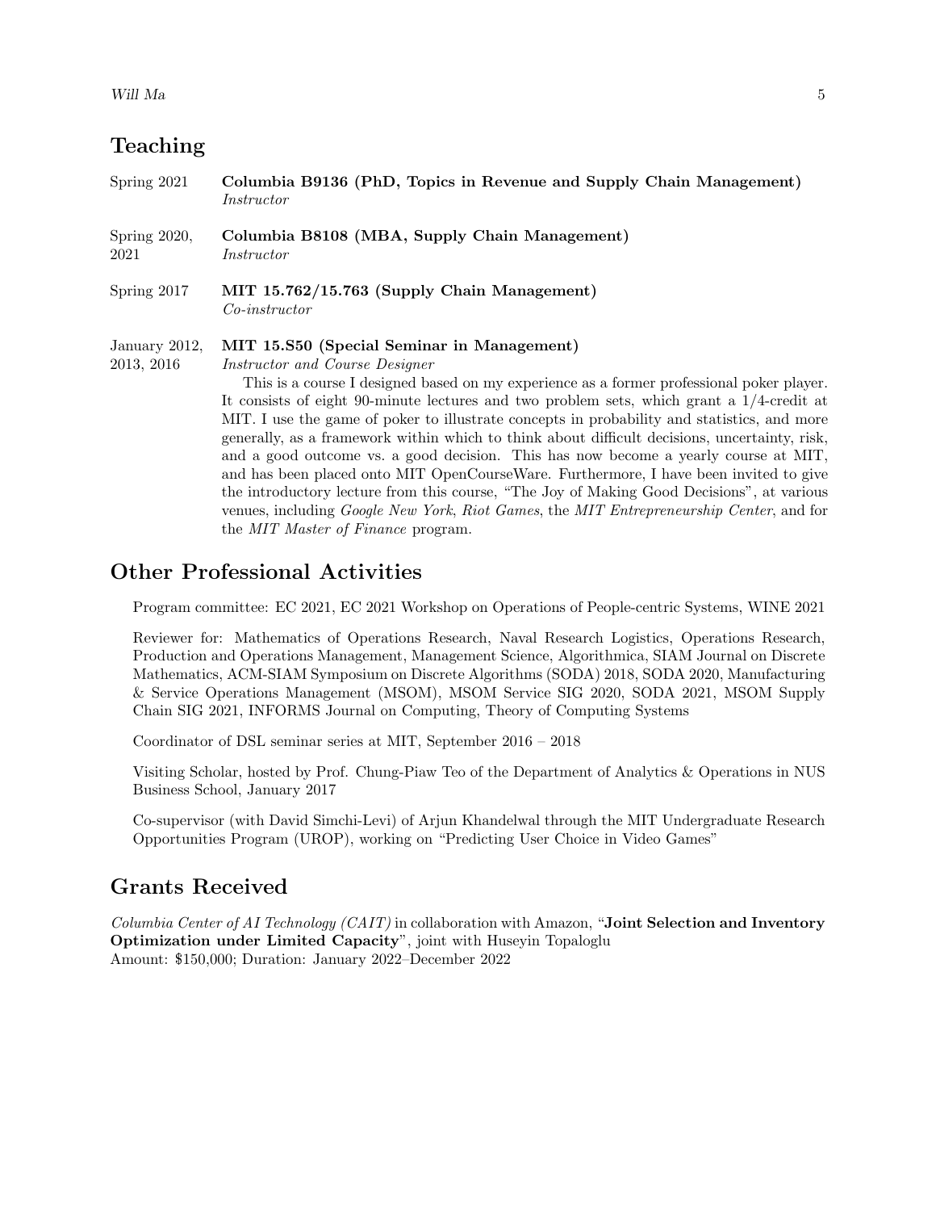## Teaching

Spring 2021 — **Columbia B9136 (PhD, Topics in Revenue and Supply Chain Management)**
*Instructor*

Spring 2020, 2021 — **Columbia B8108 (MBA, Supply Chain Management)**
*Instructor*

Spring 2017 — **MIT 15.762/15.763 (Supply Chain Management)**
*Co-instructor*

January 2012, 2013, 2016 — **MIT 15.S50 (Special Seminar in Management)**
*Instructor and Course Designer*

This is a course I designed based on my experience as a former professional poker player. It consists of eight 90-minute lectures and two problem sets, which grant a 1/4-credit at MIT. I use the game of poker to illustrate concepts in probability and statistics, and more generally, as a framework within which to think about difficult decisions, uncertainty, risk, and a good outcome vs. a good decision. This has now become a yearly course at MIT, and has been placed onto MIT OpenCourseWare. Furthermore, I have been invited to give the introductory lecture from this course, "The Joy of Making Good Decisions", at various venues, including *Google New York*, *Riot Games*, the *MIT Entrepreneurship Center*, and for the *MIT Master of Finance* program.

## Other Professional Activities

Program committee: EC 2021, EC 2021 Workshop on Operations of People-centric Systems, WINE 2021

Reviewer for: Mathematics of Operations Research, Naval Research Logistics, Operations Research, Production and Operations Management, Management Science, Algorithmica, SIAM Journal on Discrete Mathematics, ACM-SIAM Symposium on Discrete Algorithms (SODA) 2018, SODA 2020, Manufacturing & Service Operations Management (MSOM), MSOM Service SIG 2020, SODA 2021, MSOM Supply Chain SIG 2021, INFORMS Journal on Computing, Theory of Computing Systems

Coordinator of DSL seminar series at MIT, September 2016 – 2018

Visiting Scholar, hosted by Prof. Chung-Piaw Teo of the Department of Analytics & Operations in NUS Business School, January 2017

Co-supervisor (with David Simchi-Levi) of Arjun Khandelwal through the MIT Undergraduate Research Opportunities Program (UROP), working on "Predicting User Choice in Video Games"

## Grants Received

*Columbia Center of AI Technology (CAIT)* in collaboration with Amazon, "**Joint Selection and Inventory Optimization under Limited Capacity**", joint with Huseyin Topaloglu
Amount: $150,000; Duration: January 2022–December 2022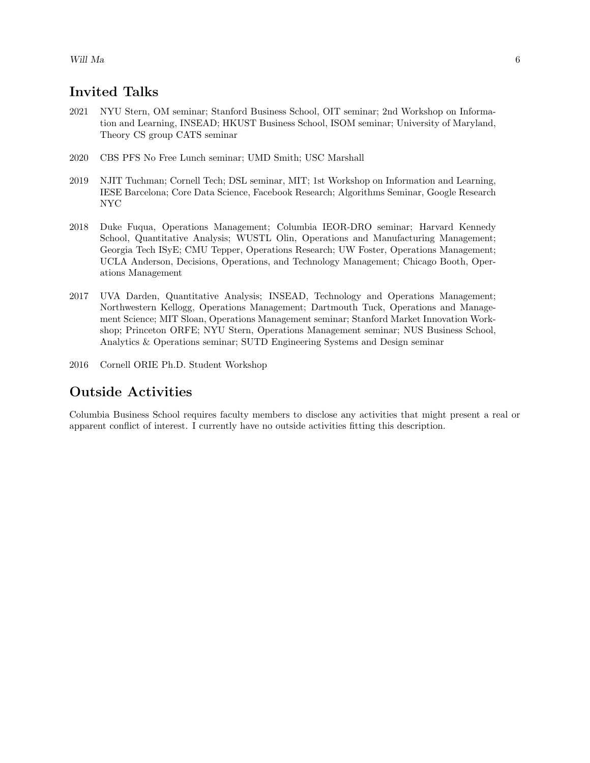## Invited Talks

2021 NYU Stern, OM seminar; Stanford Business School, OIT seminar; 2nd Workshop on Information and Learning, INSEAD; HKUST Business School, ISOM seminar; University of Maryland, Theory CS group CATS seminar

2020 CBS PFS No Free Lunch seminar; UMD Smith; USC Marshall

2019 NJIT Tuchman; Cornell Tech; DSL seminar, MIT; 1st Workshop on Information and Learning, IESE Barcelona; Core Data Science, Facebook Research; Algorithms Seminar, Google Research NYC

2018 Duke Fuqua, Operations Management; Columbia IEOR-DRO seminar; Harvard Kennedy School, Quantitative Analysis; WUSTL Olin, Operations and Manufacturing Management; Georgia Tech ISyE; CMU Tepper, Operations Research; UW Foster, Operations Management; UCLA Anderson, Decisions, Operations, and Technology Management; Chicago Booth, Operations Management

2017 UVA Darden, Quantitative Analysis; INSEAD, Technology and Operations Management; Northwestern Kellogg, Operations Management; Dartmouth Tuck, Operations and Management Science; MIT Sloan, Operations Management seminar; Stanford Market Innovation Workshop; Princeton ORFE; NYU Stern, Operations Management seminar; NUS Business School, Analytics & Operations seminar; SUTD Engineering Systems and Design seminar

2016 Cornell ORIE Ph.D. Student Workshop

## Outside Activities

Columbia Business School requires faculty members to disclose any activities that might present a real or apparent conflict of interest. I currently have no outside activities fitting this description.